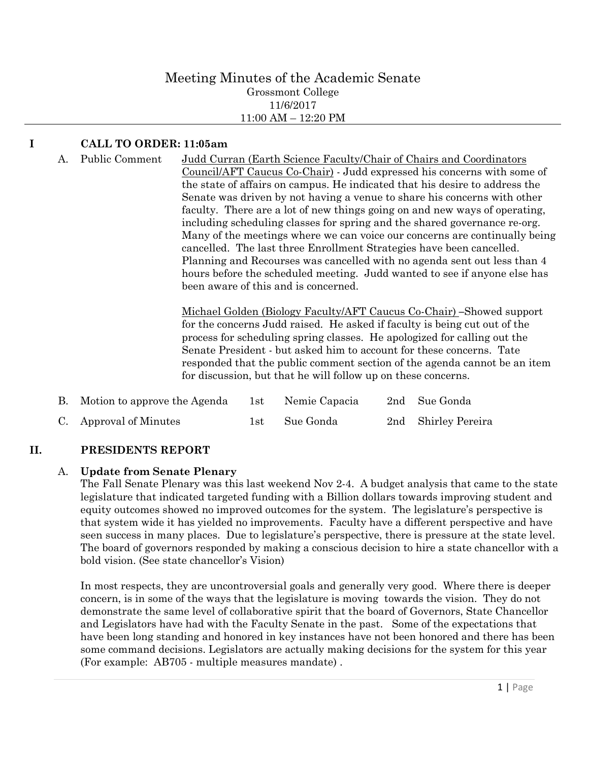# Meeting Minutes of the Academic Senate

Grossmont College
11/6/2017
11:00 AM – 12:20 PM

## I CALL TO ORDER: 11:05am

A. Public Comment

Judd Curran (Earth Science Faculty/Chair of Chairs and Coordinators Council/AFT Caucus Co-Chair) - Judd expressed his concerns with some of the state of affairs on campus. He indicated that his desire to address the Senate was driven by not having a venue to share his concerns with other faculty. There are a lot of new things going on and new ways of operating, including scheduling classes for spring and the shared governance re-org. Many of the meetings where we can voice our concerns are continually being cancelled. The last three Enrollment Strategies have been cancelled. Planning and Recourses was cancelled with no agenda sent out less than 4 hours before the scheduled meeting. Judd wanted to see if anyone else has been aware of this and is concerned.

Michael Golden (Biology Faculty/AFT Caucus Co-Chair) –Showed support for the concerns Judd raised. He asked if faculty is being cut out of the process for scheduling spring classes. He apologized for calling out the Senate President - but asked him to account for these concerns. Tate responded that the public comment section of the agenda cannot be an item for discussion, but that he will follow up on these concerns.

B. Motion to approve the Agenda — 1st Nemie Capacia — 2nd Sue Gonda

C. Approval of Minutes — 1st Sue Gonda — 2nd Shirley Pereira

## II. PRESIDENTS REPORT

### A. Update from Senate Plenary

The Fall Senate Plenary was this last weekend Nov 2-4. A budget analysis that came to the state legislature that indicated targeted funding with a Billion dollars towards improving student and equity outcomes showed no improved outcomes for the system. The legislature's perspective is that system wide it has yielded no improvements. Faculty have a different perspective and have seen success in many places. Due to legislature's perspective, there is pressure at the state level. The board of governors responded by making a conscious decision to hire a state chancellor with a bold vision. (See state chancellor's Vision)

In most respects, they are uncontroversial goals and generally very good. Where there is deeper concern, is in some of the ways that the legislature is moving towards the vision. They do not demonstrate the same level of collaborative spirit that the board of Governors, State Chancellor and Legislators have had with the Faculty Senate in the past. Some of the expectations that have been long standing and honored in key instances have not been honored and there has been some command decisions. Legislators are actually making decisions for the system for this year (For example: AB705 - multiple measures mandate) .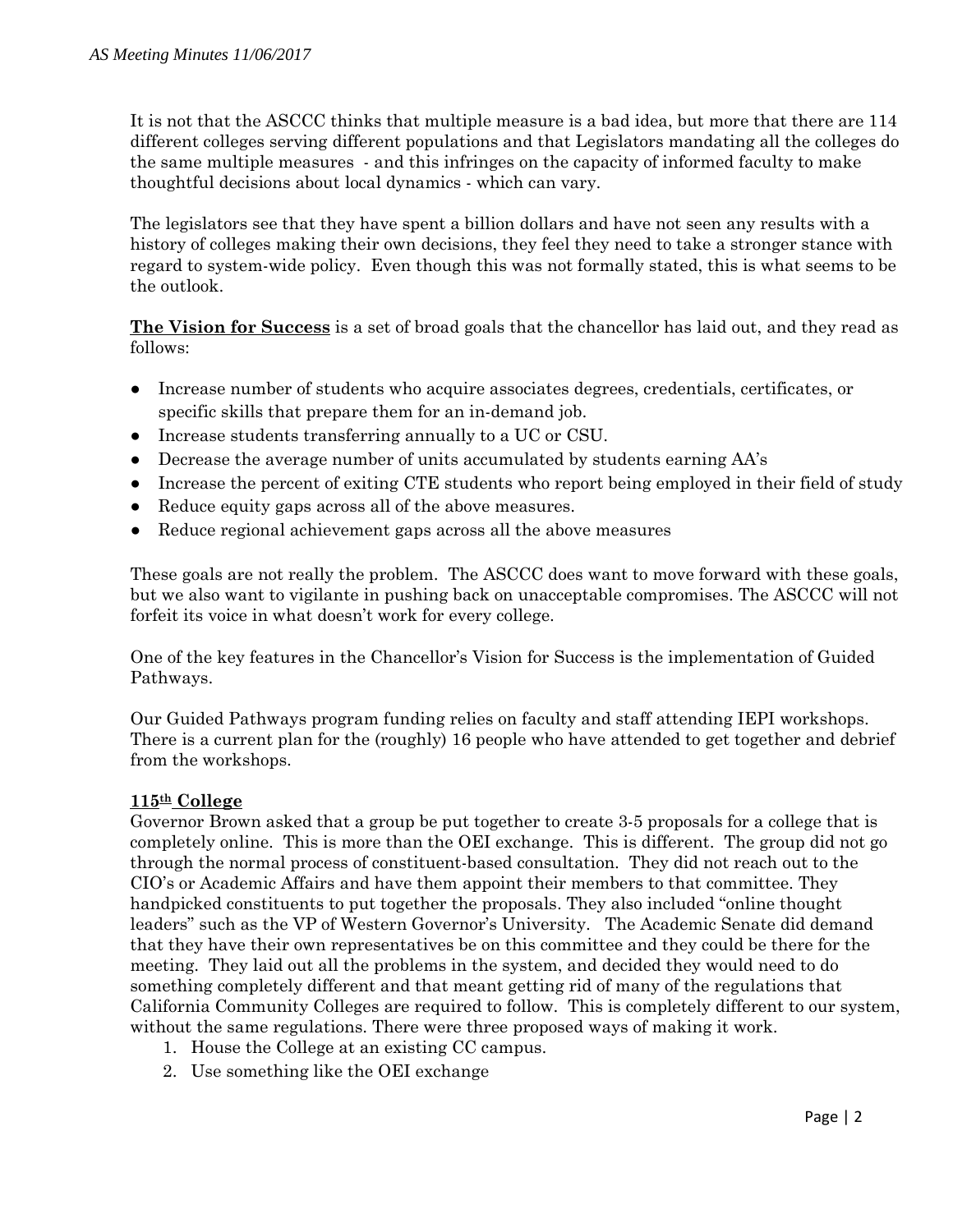It is not that the ASCCC thinks that multiple measure is a bad idea, but more that there are 114 different colleges serving different populations and that Legislators mandating all the colleges do the same multiple measures - and this infringes on the capacity of informed faculty to make thoughtful decisions about local dynamics - which can vary.

The legislators see that they have spent a billion dollars and have not seen any results with a history of colleges making their own decisions, they feel they need to take a stronger stance with regard to system-wide policy. Even though this was not formally stated, this is what seems to be the outlook.

**The Vision for Success** is a set of broad goals that the chancellor has laid out, and they read as follows:

- Increase number of students who acquire associates degrees, credentials, certificates, or specific skills that prepare them for an in-demand job.
- Increase students transferring annually to a UC or CSU.
- Decrease the average number of units accumulated by students earning AA's
- Increase the percent of exiting CTE students who report being employed in their field of study
- Reduce equity gaps across all of the above measures.
- Reduce regional achievement gaps across all the above measures

These goals are not really the problem. The ASCCC does want to move forward with these goals, but we also want to vigilante in pushing back on unacceptable compromises. The ASCCC will not forfeit its voice in what doesn't work for every college.

One of the key features in the Chancellor's Vision for Success is the implementation of Guided Pathways.

Our Guided Pathways program funding relies on faculty and staff attending IEPI workshops. There is a current plan for the (roughly) 16 people who have attended to get together and debrief from the workshops.

**115th College**

Governor Brown asked that a group be put together to create 3-5 proposals for a college that is completely online. This is more than the OEI exchange. This is different. The group did not go through the normal process of constituent-based consultation. They did not reach out to the CIO's or Academic Affairs and have them appoint their members to that committee. They handpicked constituents to put together the proposals. They also included "online thought leaders" such as the VP of Western Governor's University. The Academic Senate did demand that they have their own representatives be on this committee and they could be there for the meeting. They laid out all the problems in the system, and decided they would need to do something completely different and that meant getting rid of many of the regulations that California Community Colleges are required to follow. This is completely different to our system, without the same regulations. There were three proposed ways of making it work.

1. House the College at an existing CC campus.
2. Use something like the OEI exchange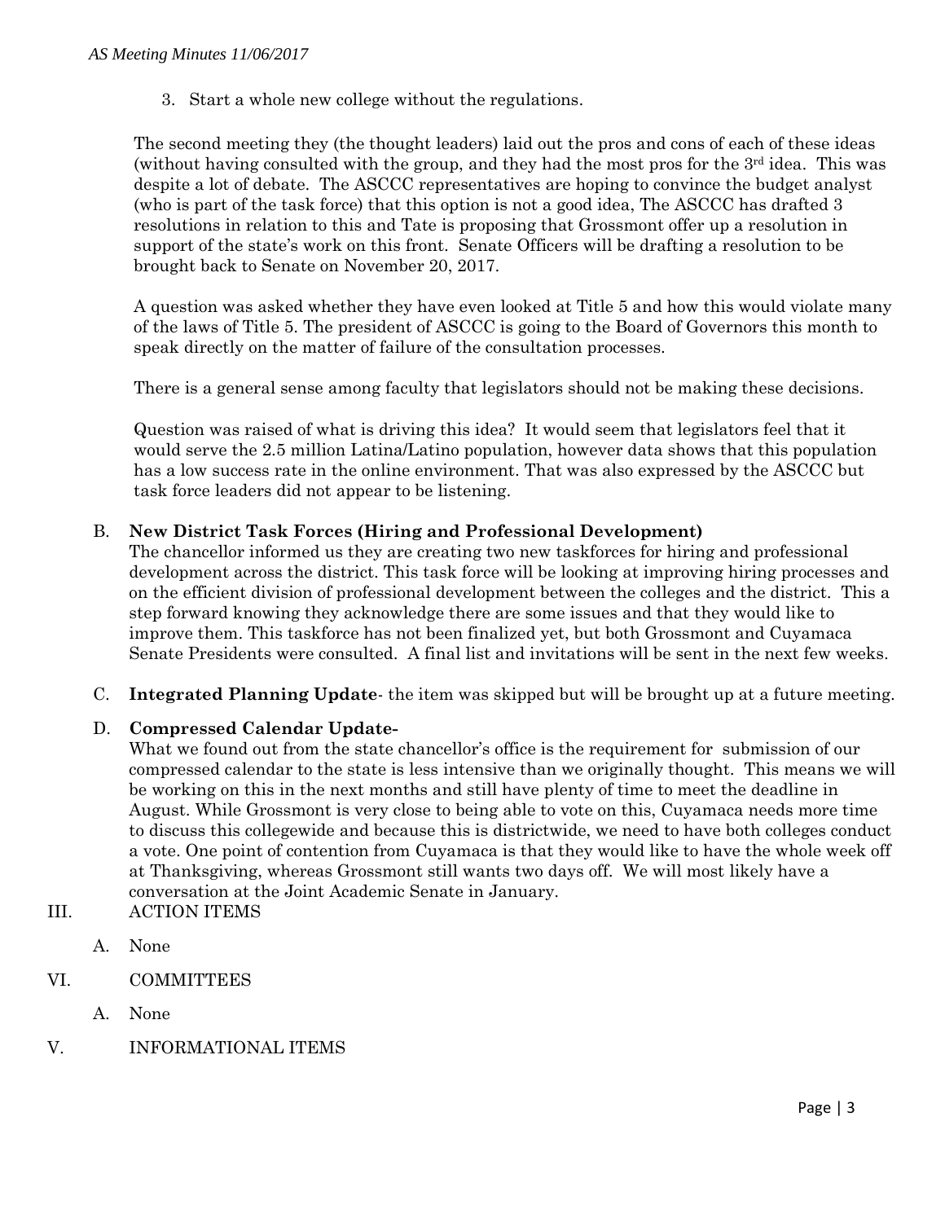3. Start a whole new college without the regulations.

The second meeting they (the thought leaders) laid out the pros and cons of each of these ideas (without having consulted with the group, and they had the most pros for the 3rd idea. This was despite a lot of debate. The ASCCC representatives are hoping to convince the budget analyst (who is part of the task force) that this option is not a good idea, The ASCCC has drafted 3 resolutions in relation to this and Tate is proposing that Grossmont offer up a resolution in support of the state's work on this front. Senate Officers will be drafting a resolution to be brought back to Senate on November 20, 2017.

A question was asked whether they have even looked at Title 5 and how this would violate many of the laws of Title 5. The president of ASCCC is going to the Board of Governors this month to speak directly on the matter of failure of the consultation processes.

There is a general sense among faculty that legislators should not be making these decisions.

Question was raised of what is driving this idea? It would seem that legislators feel that it would serve the 2.5 million Latina/Latino population, however data shows that this population has a low success rate in the online environment. That was also expressed by the ASCCC but task force leaders did not appear to be listening.

B. **New District Task Forces (Hiring and Professional Development)**
The chancellor informed us they are creating two new taskforces for hiring and professional development across the district. This task force will be looking at improving hiring processes and on the efficient division of professional development between the colleges and the district. This a step forward knowing they acknowledge there are some issues and that they would like to improve them. This taskforce has not been finalized yet, but both Grossmont and Cuyamaca Senate Presidents were consulted. A final list and invitations will be sent in the next few weeks.

C. **Integrated Planning Update**- the item was skipped but will be brought up at a future meeting.

D. **Compressed Calendar Update-**
What we found out from the state chancellor's office is the requirement for submission of our compressed calendar to the state is less intensive than we originally thought. This means we will be working on this in the next months and still have plenty of time to meet the deadline in August. While Grossmont is very close to being able to vote on this, Cuyamaca needs more time to discuss this collegewide and because this is districtwide, we need to have both colleges conduct a vote. One point of contention from Cuyamaca is that they would like to have the whole week off at Thanksgiving, whereas Grossmont still wants two days off. We will most likely have a conversation at the Joint Academic Senate in January.

III. ACTION ITEMS

A. None

VI. COMMITTEES

A. None

V. INFORMATIONAL ITEMS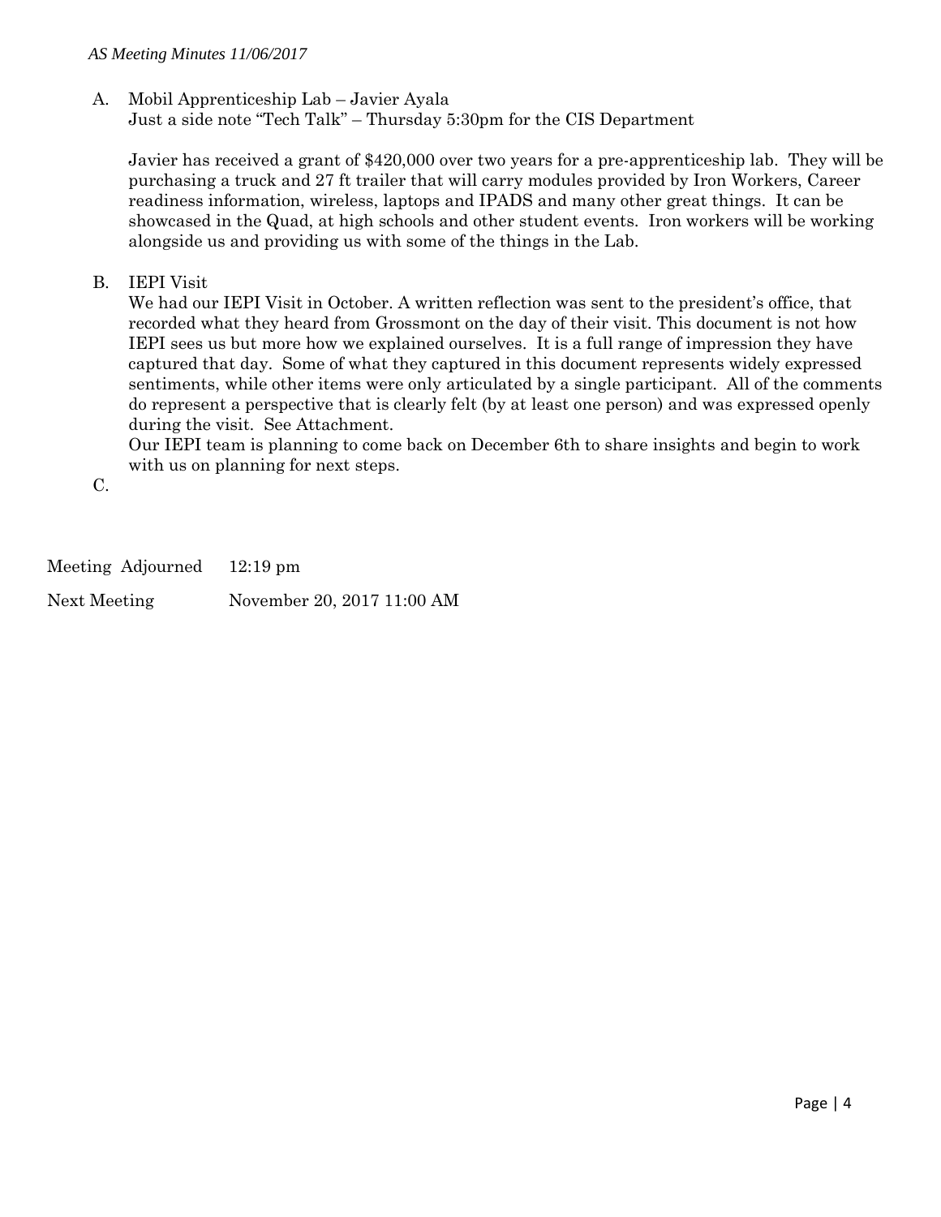A. Mobil Apprenticeship Lab – Javier Ayala
   Just a side note "Tech Talk" – Thursday 5:30pm for the CIS Department

   Javier has received a grant of $420,000 over two years for a pre-apprenticeship lab. They will be purchasing a truck and 27 ft trailer that will carry modules provided by Iron Workers, Career readiness information, wireless, laptops and IPADS and many other great things. It can be showcased in the Quad, at high schools and other student events. Iron workers will be working alongside us and providing us with some of the things in the Lab.

B. IEPI Visit
   We had our IEPI Visit in October. A written reflection was sent to the president's office, that recorded what they heard from Grossmont on the day of their visit. This document is not how IEPI sees us but more how we explained ourselves. It is a full range of impression they have captured that day. Some of what they captured in this document represents widely expressed sentiments, while other items were only articulated by a single participant. All of the comments do represent a perspective that is clearly felt (by at least one person) and was expressed openly during the visit. See Attachment.
   Our IEPI team is planning to come back on December 6th to share insights and begin to work with us on planning for next steps.

C.

Meeting Adjourned 12:19 pm

Next Meeting November 20, 2017 11:00 AM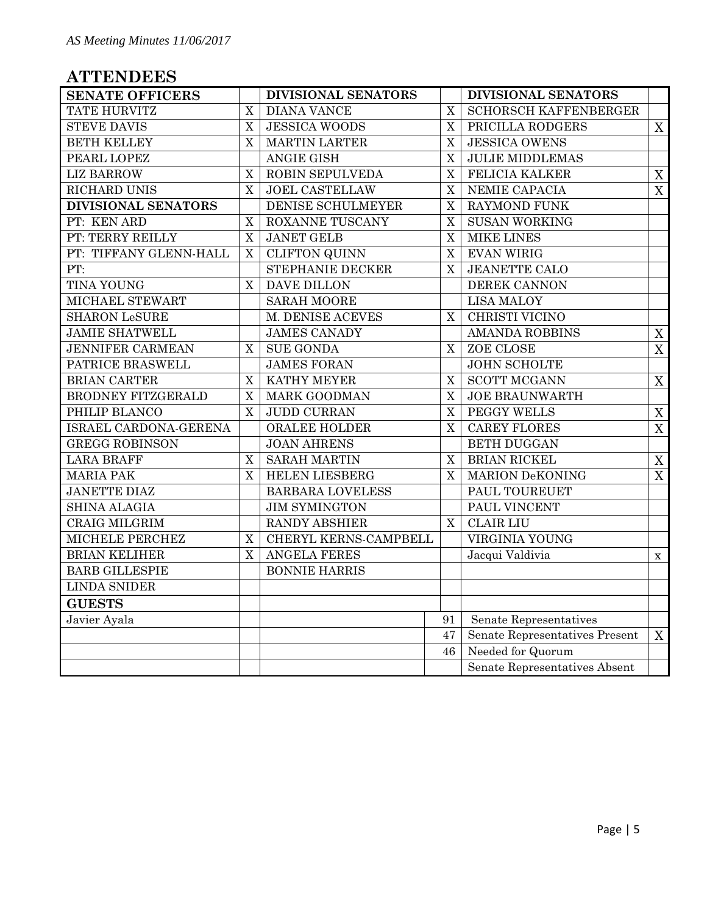## ATTENDEES

| SENATE OFFICERS | | DIVISIONAL SENATORS | | DIVISIONAL SENATORS | |
|---|---|---|---|---|---|
| TATE HURVITZ | X | DIANA VANCE | X | SCHORSCH KAFFENBERGER | |
| STEVE DAVIS | X | JESSICA WOODS | X | PRICILLA RODGERS | X |
| BETH KELLEY | X | MARTIN LARTER | X | JESSICA OWENS | |
| PEARL LOPEZ | | ANGIE GISH | X | JULIE MIDDLEMAS | |
| LIZ BARROW | X | ROBIN SEPULVEDA | X | FELICIA KALKER | X |
| RICHARD UNIS | X | JOEL CASTELLAW | X | NEMIE CAPACIA | X |
| **DIVISIONAL SENATORS** | | DENISE SCHULMEYER | X | RAYMOND FUNK | |
| PT: KEN ARD | X | ROXANNE TUSCANY | X | SUSAN WORKING | |
| PT: TERRY REILLY | X | JANET GELB | X | MIKE LINES | |
| PT: TIFFANY GLENN-HALL | X | CLIFTON QUINN | X | EVAN WIRIG | |
| PT: | | STEPHANIE DECKER | X | JEANETTE CALO | |
| TINA YOUNG | X | DAVE DILLON | | DEREK CANNON | |
| MICHAEL STEWART | | SARAH MOORE | | LISA MALOY | |
| SHARON LeSURE | | M. DENISE ACEVES | X | CHRISTI VICINO | |
| JAMIE SHATWELL | | JAMES CANADY | | AMANDA ROBBINS | X |
| JENNIFER CARMEAN | X | SUE GONDA | X | ZOE CLOSE | X |
| PATRICE BRASWELL | | JAMES FORAN | | JOHN SCHOLTE | |
| BRIAN CARTER | X | KATHY MEYER | X | SCOTT MCGANN | X |
| BRODNEY FITZGERALD | X | MARK GOODMAN | X | JOE BRAUNWARTH | |
| PHILIP BLANCO | X | JUDD CURRAN | X | PEGGY WELLS | X |
| ISRAEL CARDONA-GERENA | | ORALEE HOLDER | X | CAREY FLORES | X |
| GREGG ROBINSON | | JOAN AHRENS | | BETH DUGGAN | |
| LARA BRAFF | X | SARAH MARTIN | X | BRIAN RICKEL | X |
| MARIA PAK | X | HELEN LIESBERG | X | MARION DeKONING | X |
| JANETTE DIAZ | | BARBARA LOVELESS | | PAUL TOUREUET | |
| SHINA ALAGIA | | JIM SYMINGTON | | PAUL VINCENT | |
| CRAIG MILGRIM | | RANDY ABSHIER | X | CLAIR LIU | |
| MICHELE PERCHEZ | X | CHERYL KERNS-CAMPBELL | | VIRGINIA YOUNG | |
| BRIAN KELIHER | X | ANGELA FERES | | Jacqui Valdivia | x |
| BARB GILLESPIE | | BONNIE HARRIS | | | |
| LINDA SNIDER | | | | | |
| **GUESTS** | | | | | |
| Javier Ayala | | | 91 | Senate Representatives | |
| | | | 47 | Senate Representatives Present | X |
| | | | 46 | Needed for Quorum | |
| | | | | Senate Representatives Absent | |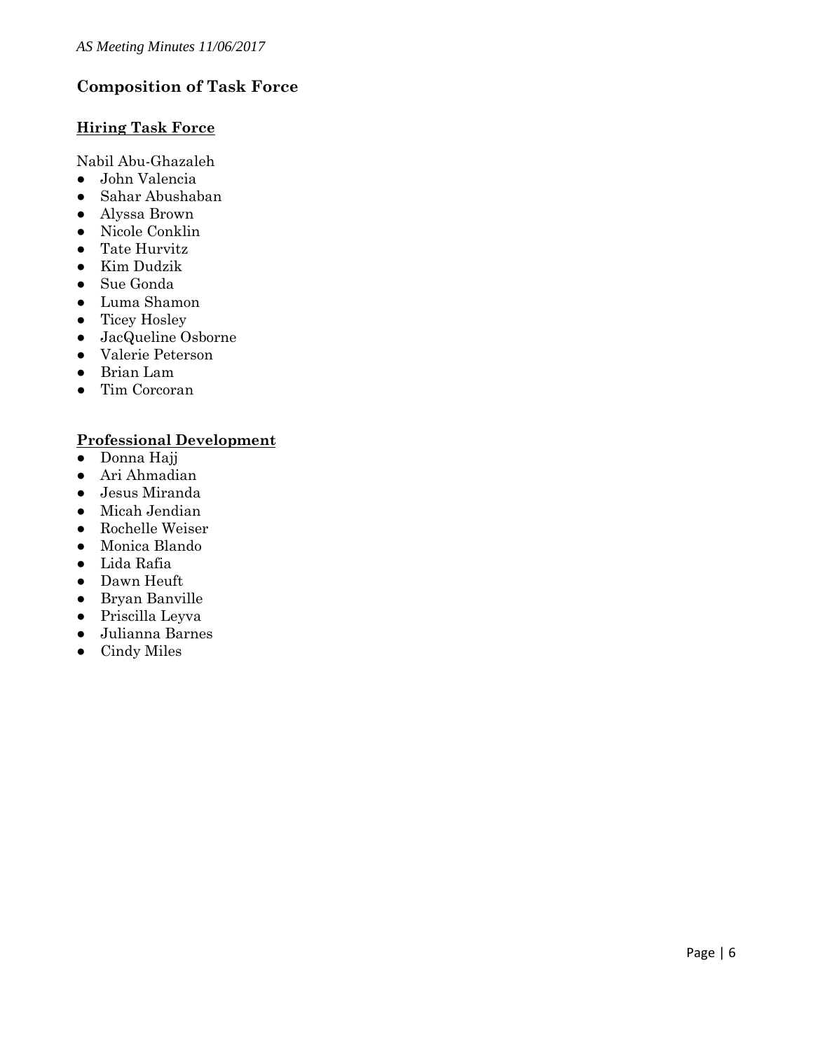## Composition of Task Force

### Hiring Task Force

Nabil Abu-Ghazaleh

- John Valencia
- Sahar Abushaban
- Alyssa Brown
- Nicole Conklin
- Tate Hurvitz
- Kim Dudzik
- Sue Gonda
- Luma Shamon
- Ticey Hosley
- JacQueline Osborne
- Valerie Peterson
- Brian Lam
- Tim Corcoran

### Professional Development

- Donna Hajj
- Ari Ahmadian
- Jesus Miranda
- Micah Jendian
- Rochelle Weiser
- Monica Blando
- Lida Rafia
- Dawn Heuft
- Bryan Banville
- Priscilla Leyva
- Julianna Barnes
- Cindy Miles